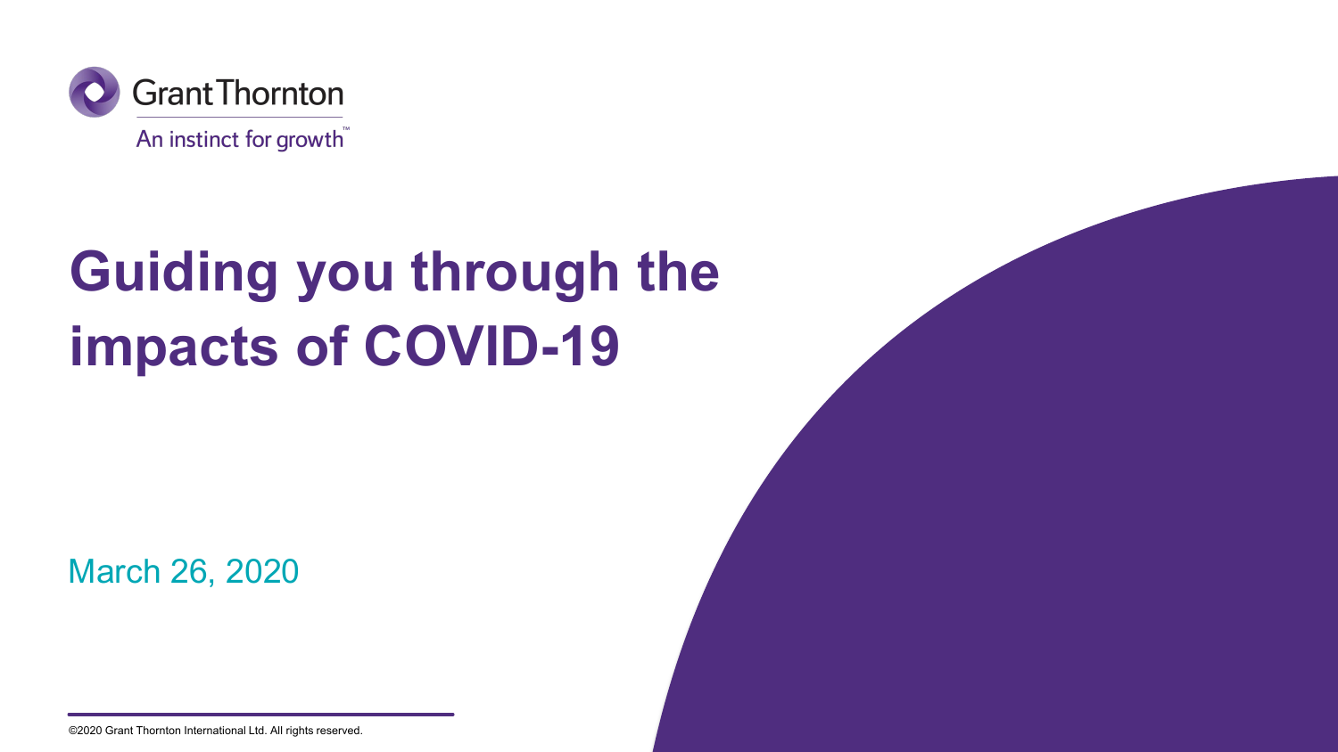Grant Thornton

An instinct for growth™

# Guiding you through the impacts of COVID-19

March 26, 2020

©2020 Grant Thornton International Ltd. All rights reserved.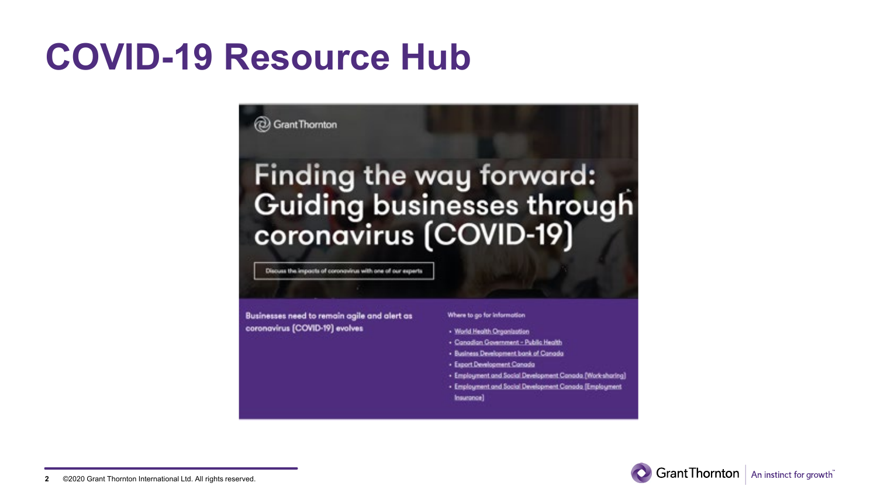# COVID-19 Resource Hub

Grant Thornton

## Finding the way forward: Guiding businesses through coronavirus (COVID-19)

Discuss the impacts of coronavirus with one of our experts

**Businesses need to remain agile and alert as coronavirus (COVID-19) evolves**

Where to go for information

- World Health Organization
- Canadian Government - Public Health
- Business Development bank of Canada
- Export Development Canada
- Employment and Social Development Canada (Work-sharing)
- Employment and Social Development Canada (Employment Insurance)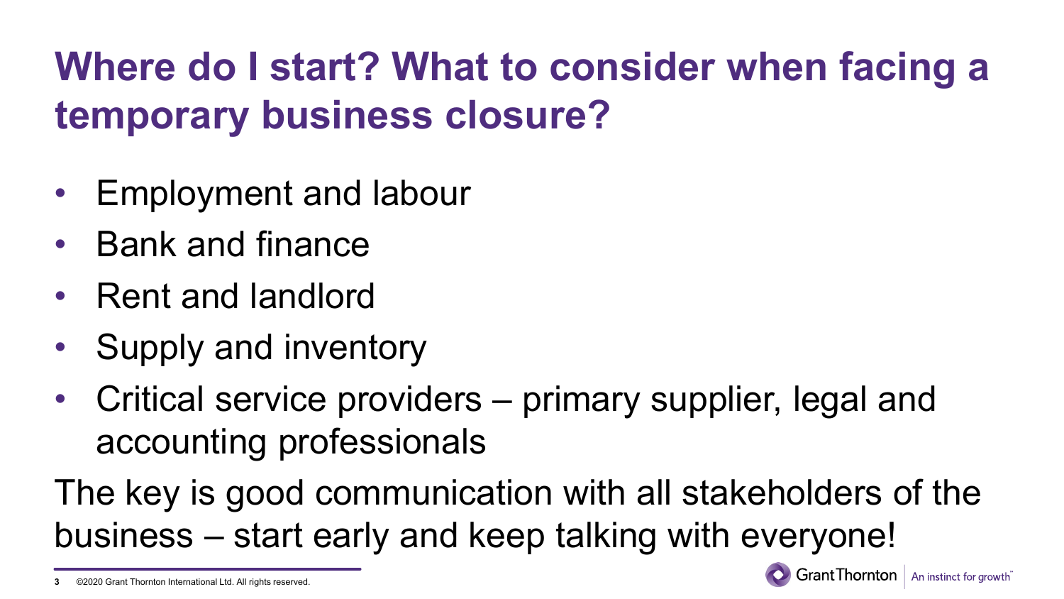# Where do I start? What to consider when facing a temporary business closure?

- Employment and labour
- Bank and finance
- Rent and landlord
- Supply and inventory
- Critical service providers – primary supplier, legal and accounting professionals

The key is good communication with all stakeholders of the business – start early and keep talking with everyone!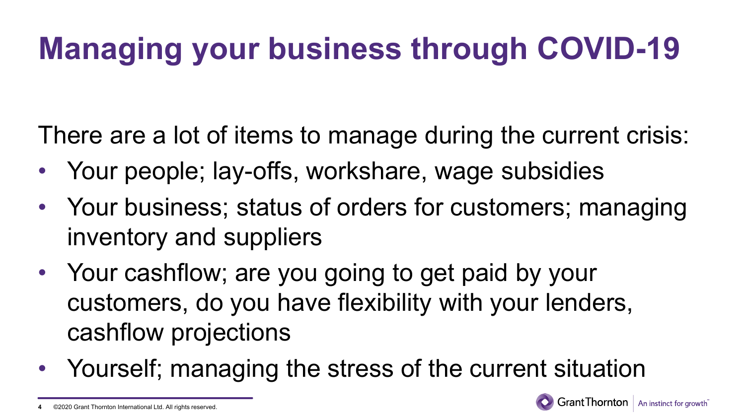# Managing your business through COVID-19

There are a lot of items to manage during the current crisis:

- Your people; lay-offs, workshare, wage subsidies
- Your business; status of orders for customers; managing inventory and suppliers
- Your cashflow; are you going to get paid by your customers, do you have flexibility with your lenders, cashflow projections
- Yourself; managing the stress of the current situation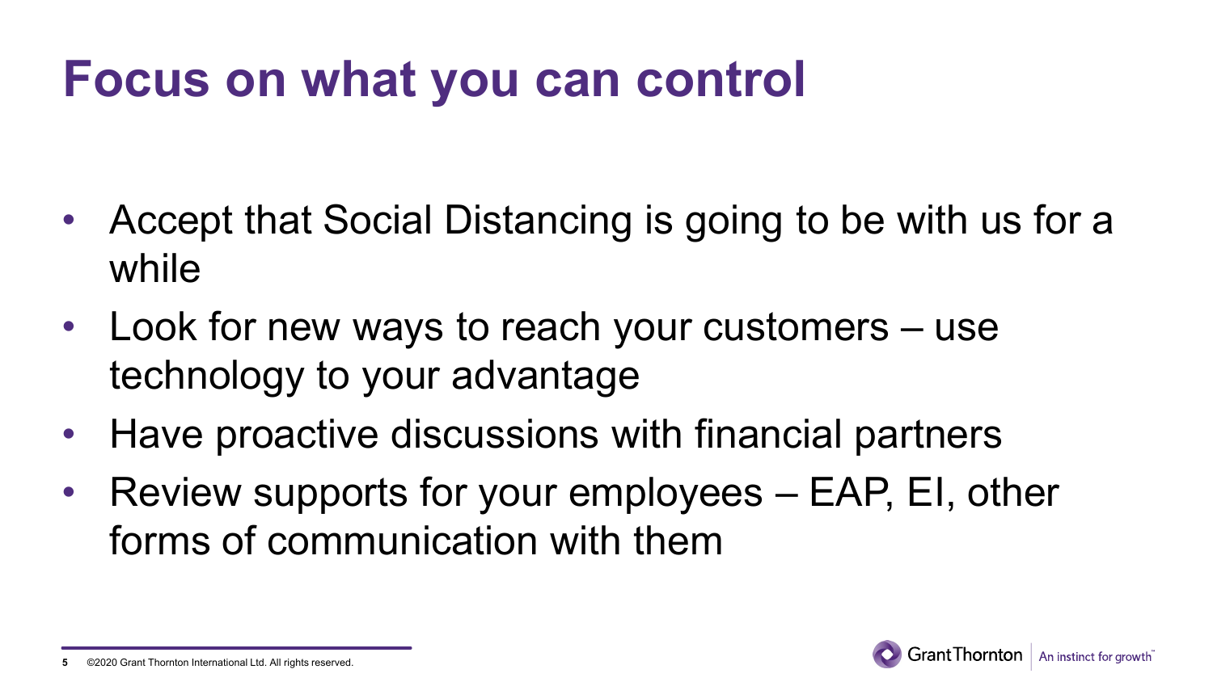# Focus on what you can control

- Accept that Social Distancing is going to be with us for a while
- Look for new ways to reach your customers – use technology to your advantage
- Have proactive discussions with financial partners
- Review supports for your employees – EAP, EI, other forms of communication with them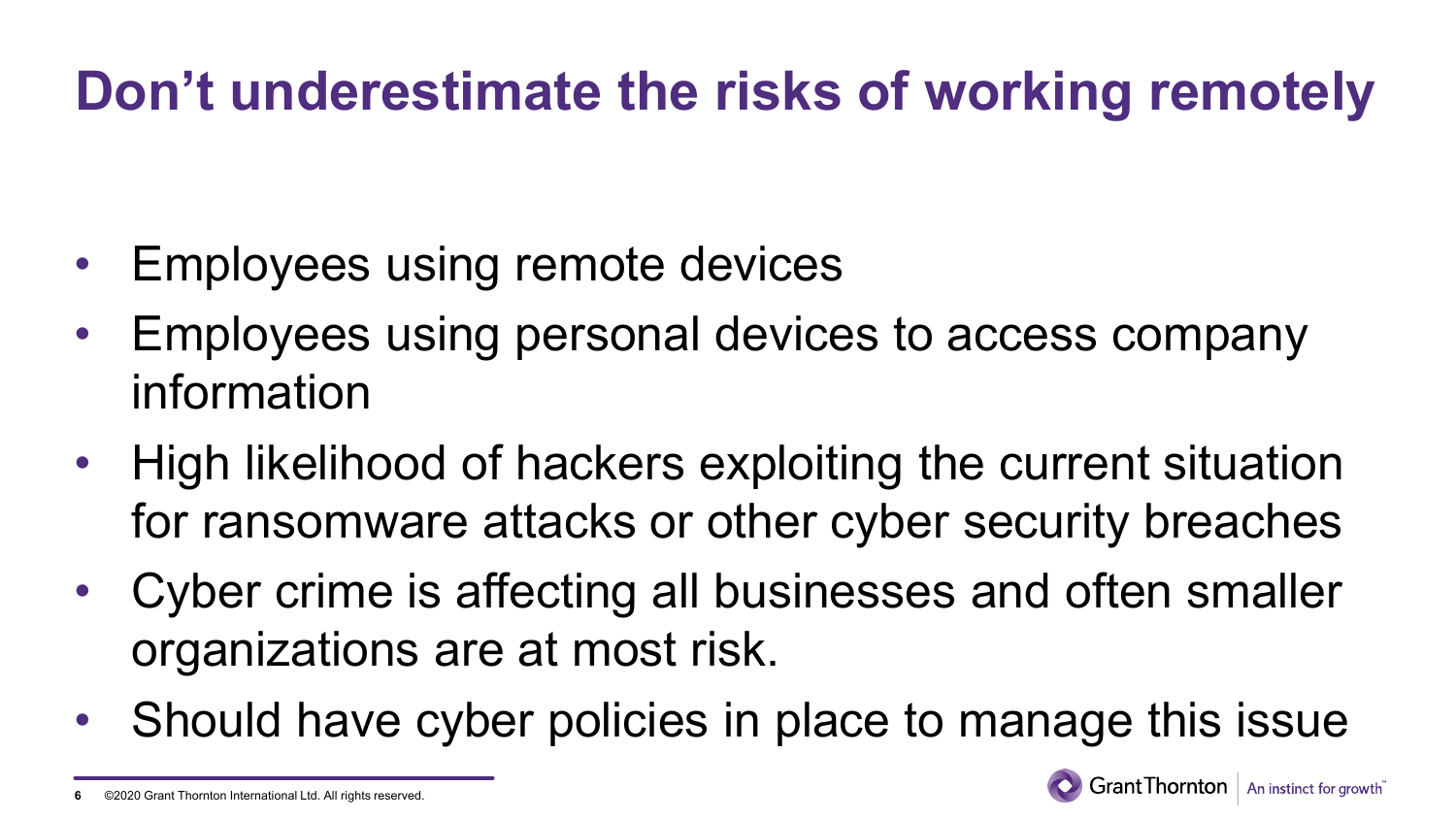# Don’t underestimate the risks of working remotely

- Employees using remote devices
- Employees using personal devices to access company information
- High likelihood of hackers exploiting the current situation for ransomware attacks or other cyber security breaches
- Cyber crime is affecting all businesses and often smaller organizations are at most risk.
- Should have cyber policies in place to manage this issue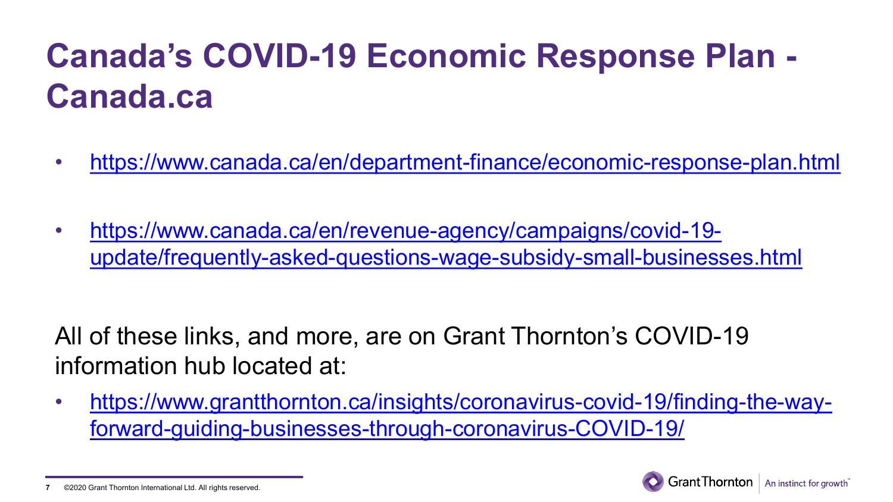# Canada's COVID-19 Economic Response Plan - Canada.ca

- https://www.canada.ca/en/department-finance/economic-response-plan.html
- https://www.canada.ca/en/revenue-agency/campaigns/covid-19-update/frequently-asked-questions-wage-subsidy-small-businesses.html

All of these links, and more, are on Grant Thornton's COVID-19 information hub located at:

- https://www.grantthornton.ca/insights/coronavirus-covid-19/finding-the-way-forward-guiding-businesses-through-coronavirus-COVID-19/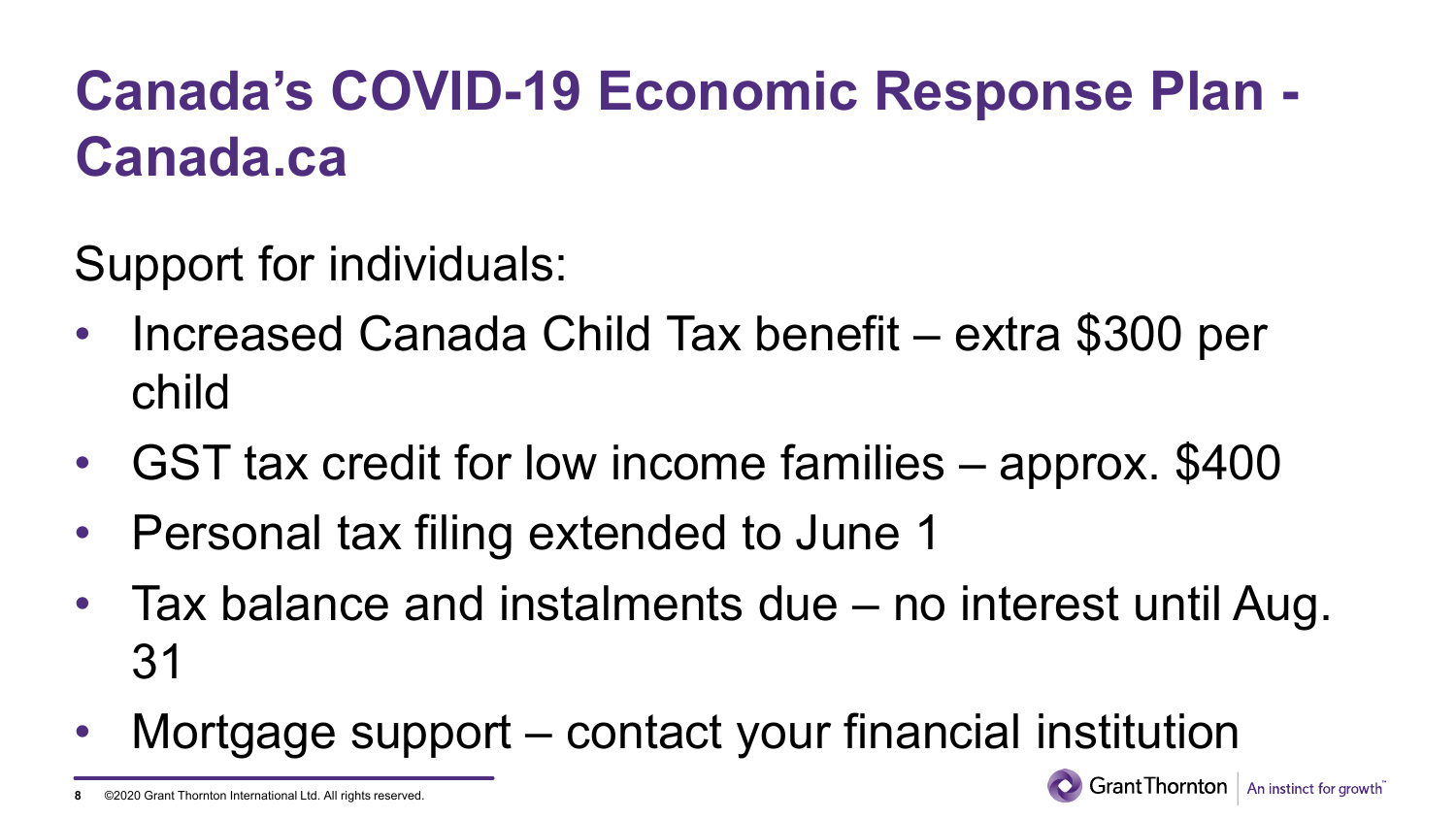# Canada's COVID-19 Economic Response Plan - Canada.ca

Support for individuals:

- Increased Canada Child Tax benefit – extra $300 per child
- GST tax credit for low income families – approx. $400
- Personal tax filing extended to June 1
- Tax balance and instalments due – no interest until Aug. 31
- Mortgage support – contact your financial institution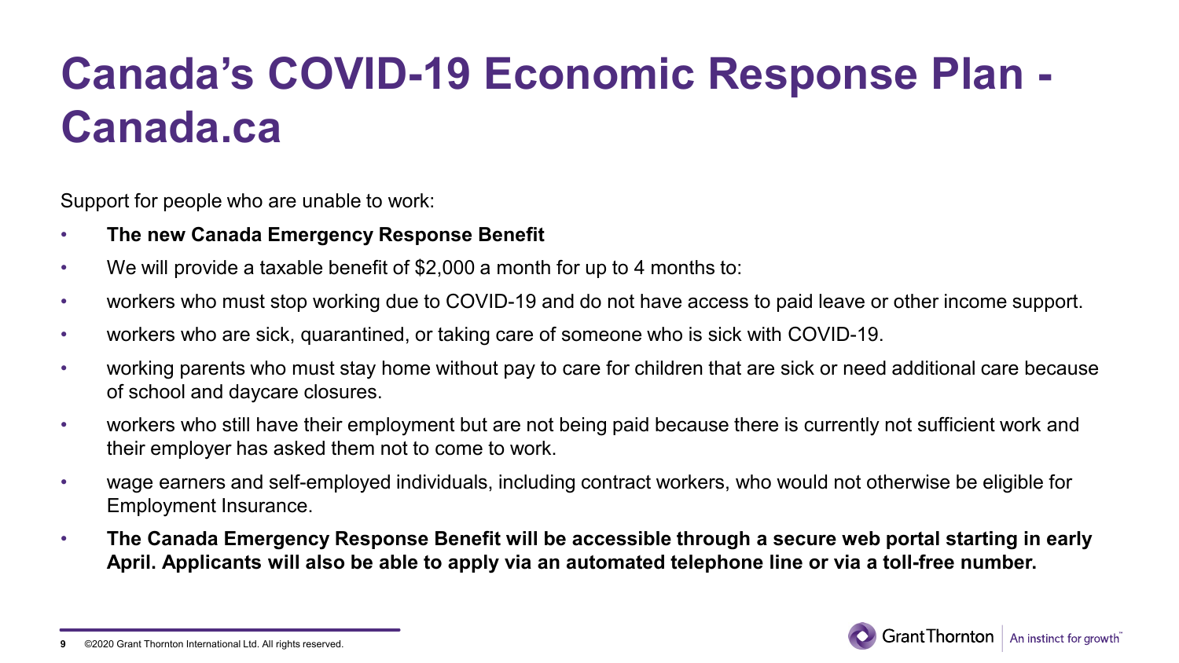# Canada's COVID-19 Economic Response Plan - Canada.ca

Support for people who are unable to work:

- **The new Canada Emergency Response Benefit**
- We will provide a taxable benefit of $2,000 a month for up to 4 months to:
- workers who must stop working due to COVID-19 and do not have access to paid leave or other income support.
- workers who are sick, quarantined, or taking care of someone who is sick with COVID-19.
- working parents who must stay home without pay to care for children that are sick or need additional care because of school and daycare closures.
- workers who still have their employment but are not being paid because there is currently not sufficient work and their employer has asked them not to come to work.
- wage earners and self-employed individuals, including contract workers, who would not otherwise be eligible for Employment Insurance.
- **The Canada Emergency Response Benefit will be accessible through a secure web portal starting in early April. Applicants will also be able to apply via an automated telephone line or via a toll-free number.**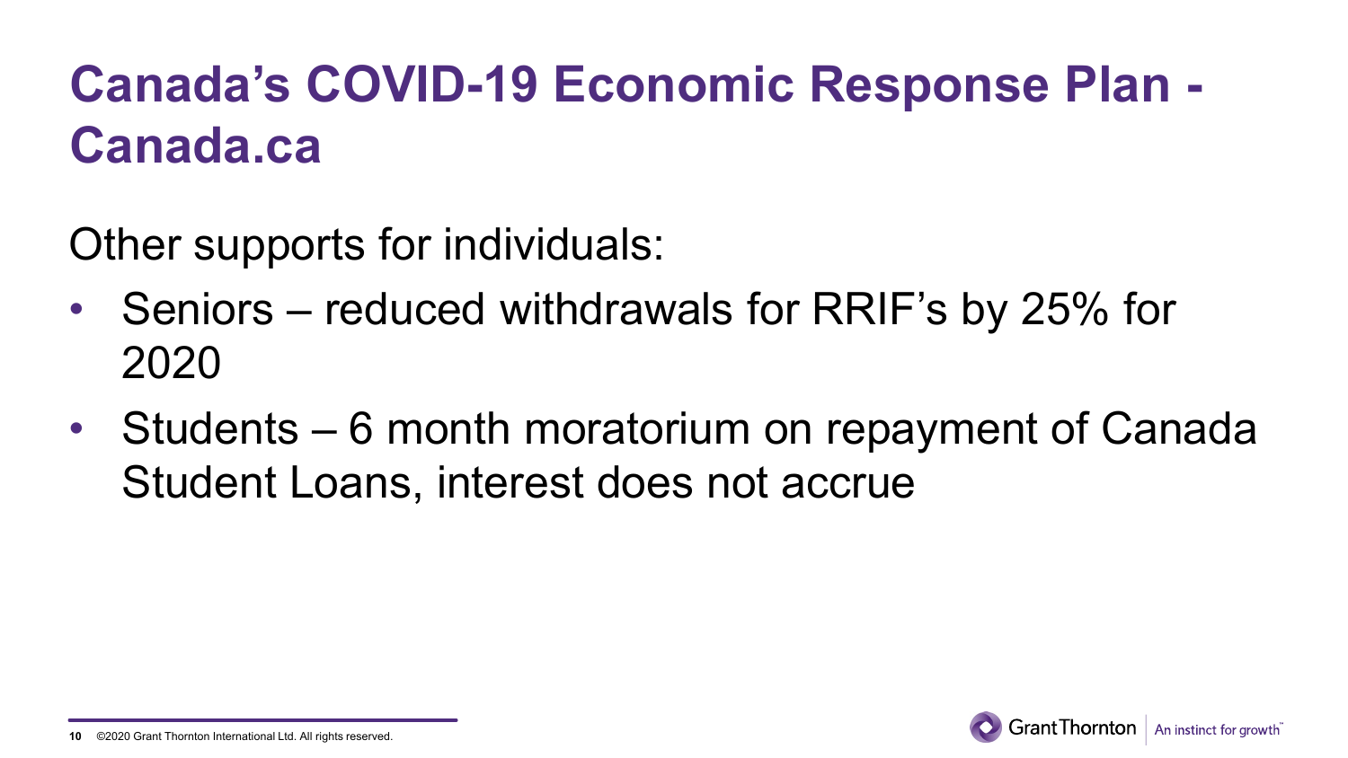# Canada’s COVID-19 Economic Response Plan - Canada.ca

Other supports for individuals:

- Seniors – reduced withdrawals for RRIF’s by 25% for 2020
- Students – 6 month moratorium on repayment of Canada Student Loans, interest does not accrue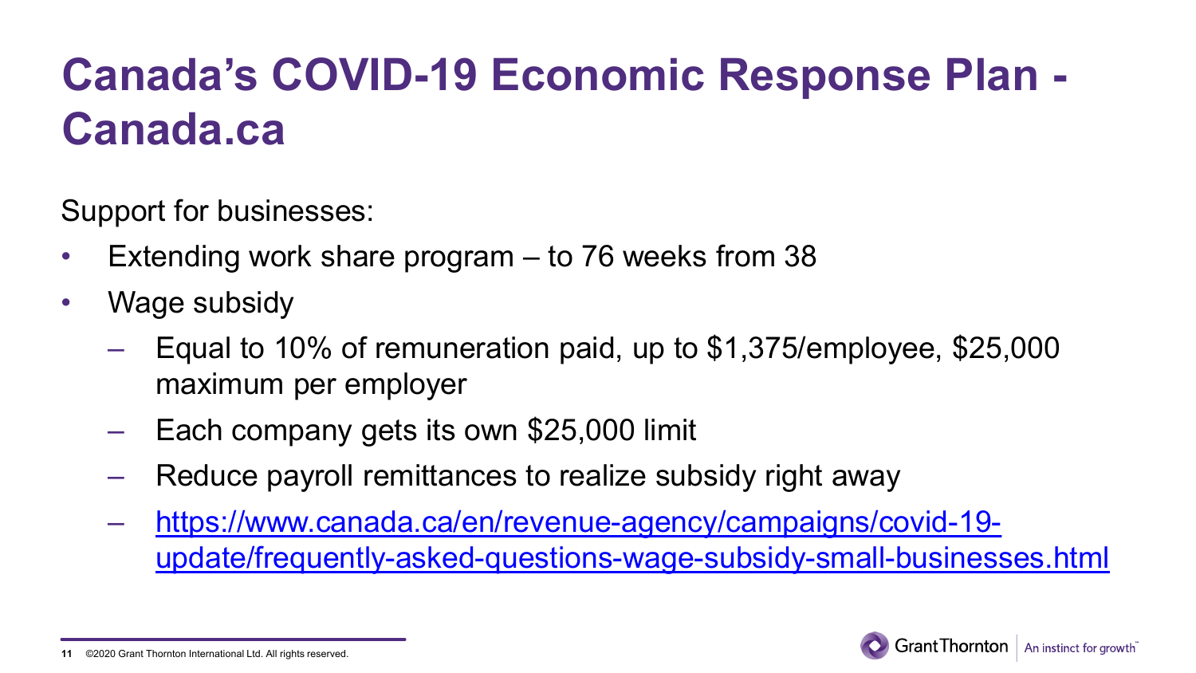# Canada's COVID-19 Economic Response Plan - Canada.ca

Support for businesses:

- Extending work share program – to 76 weeks from 38
- Wage subsidy
  - Equal to 10% of remuneration paid, up to $1,375/employee, $25,000 maximum per employer
  - Each company gets its own $25,000 limit
  - Reduce payroll remittances to realize subsidy right away
  - https://www.canada.ca/en/revenue-agency/campaigns/covid-19-update/frequently-asked-questions-wage-subsidy-small-businesses.html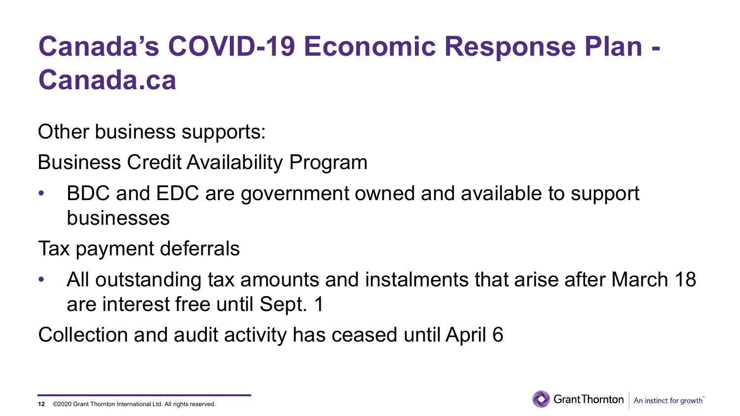# Canada's COVID-19 Economic Response Plan - Canada.ca

Other business supports:

Business Credit Availability Program

- BDC and EDC are government owned and available to support businesses

Tax payment deferrals

- All outstanding tax amounts and instalments that arise after March 18 are interest free until Sept. 1

Collection and audit activity has ceased until April 6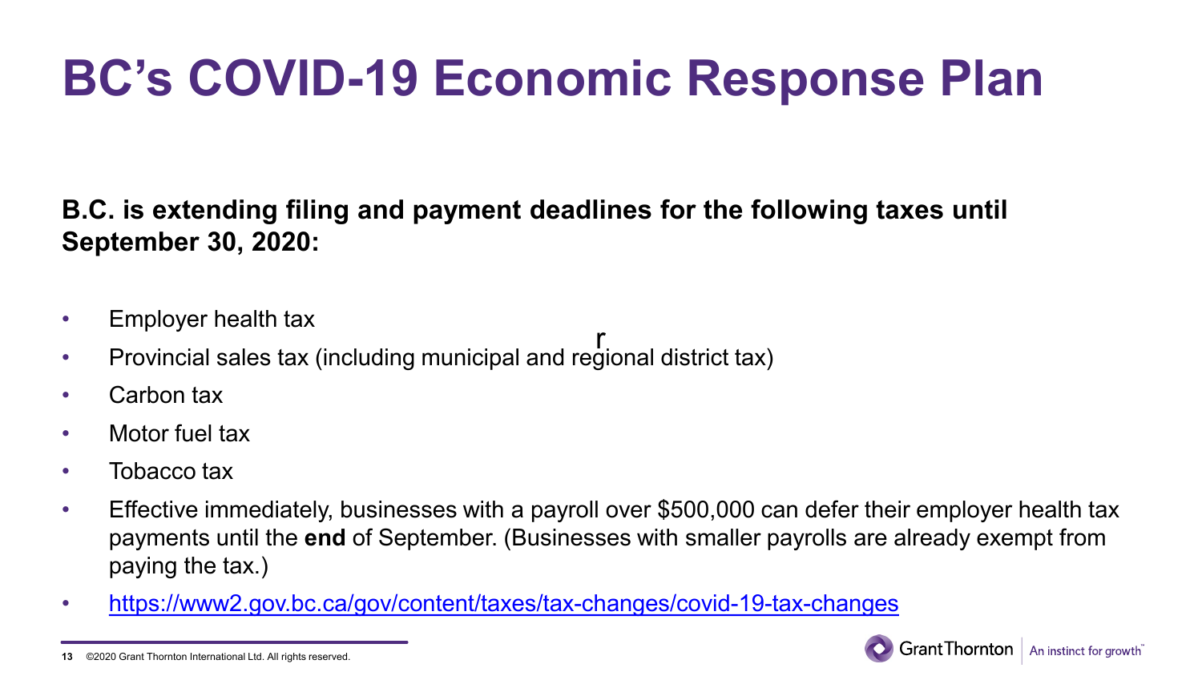# BC's COVID-19 Economic Response Plan

**B.C. is extending filing and payment deadlines for the following taxes until September 30, 2020:**

- Employer health tax
- Provincial sales tax (including municipal and regional district tax)
- Carbon tax
- Motor fuel tax
- Tobacco tax
- Effective immediately, businesses with a payroll over $500,000 can defer their employer health tax payments until the **end** of September. (Businesses with smaller payrolls are already exempt from paying the tax.)
- https://www2.gov.bc.ca/gov/content/taxes/tax-changes/covid-19-tax-changes

©2020 Grant Thornton International Ltd. All rights reserved.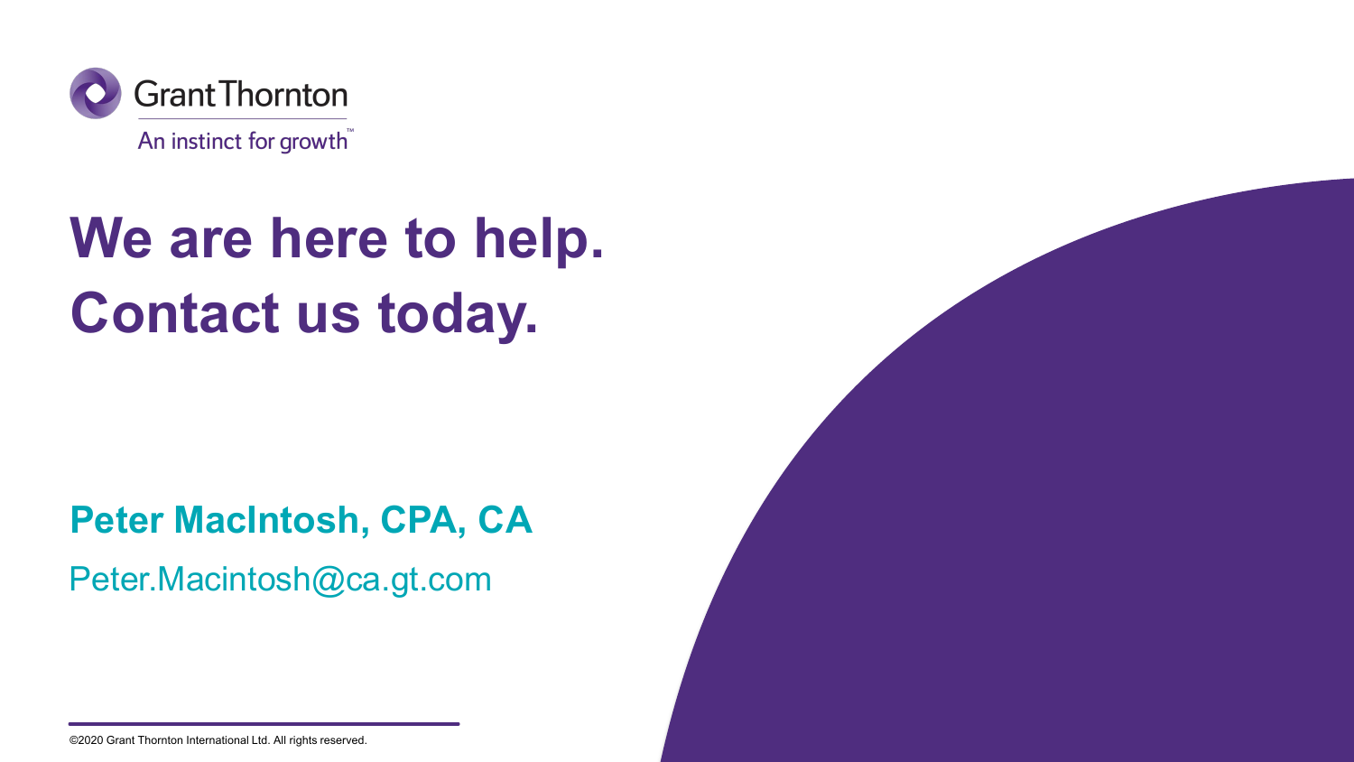Grant Thornton

An instinct for growth™

# We are here to help. Contact us today.

**Peter MacIntosh, CPA, CA**

Peter.Macintosh@ca.gt.com

©2020 Grant Thornton International Ltd. All rights reserved.